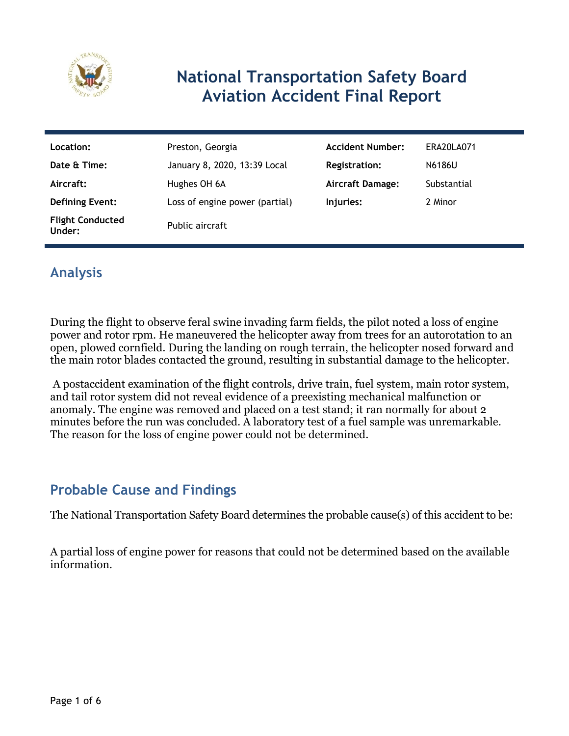# National Transportation Safety Board Aviation Accident Final Report

| | | | |
|---|---|---|---|
| **Location:** | Preston, Georgia | **Accident Number:** | ERA20LA071 |
| **Date & Time:** | January 8, 2020, 13:39 Local | **Registration:** | N6186U |
| **Aircraft:** | Hughes OH 6A | **Aircraft Damage:** | Substantial |
| **Defining Event:** | Loss of engine power (partial) | **Injuries:** | 2 Minor |
| **Flight Conducted Under:** | Public aircraft | | |

## Analysis

During the flight to observe feral swine invading farm fields, the pilot noted a loss of engine power and rotor rpm. He maneuvered the helicopter away from trees for an autorotation to an open, plowed cornfield. During the landing on rough terrain, the helicopter nosed forward and the main rotor blades contacted the ground, resulting in substantial damage to the helicopter.

A postaccident examination of the flight controls, drive train, fuel system, main rotor system, and tail rotor system did not reveal evidence of a preexisting mechanical malfunction or anomaly. The engine was removed and placed on a test stand; it ran normally for about 2 minutes before the run was concluded. A laboratory test of a fuel sample was unremarkable. The reason for the loss of engine power could not be determined.

## Probable Cause and Findings

The National Transportation Safety Board determines the probable cause(s) of this accident to be:

A partial loss of engine power for reasons that could not be determined based on the available information.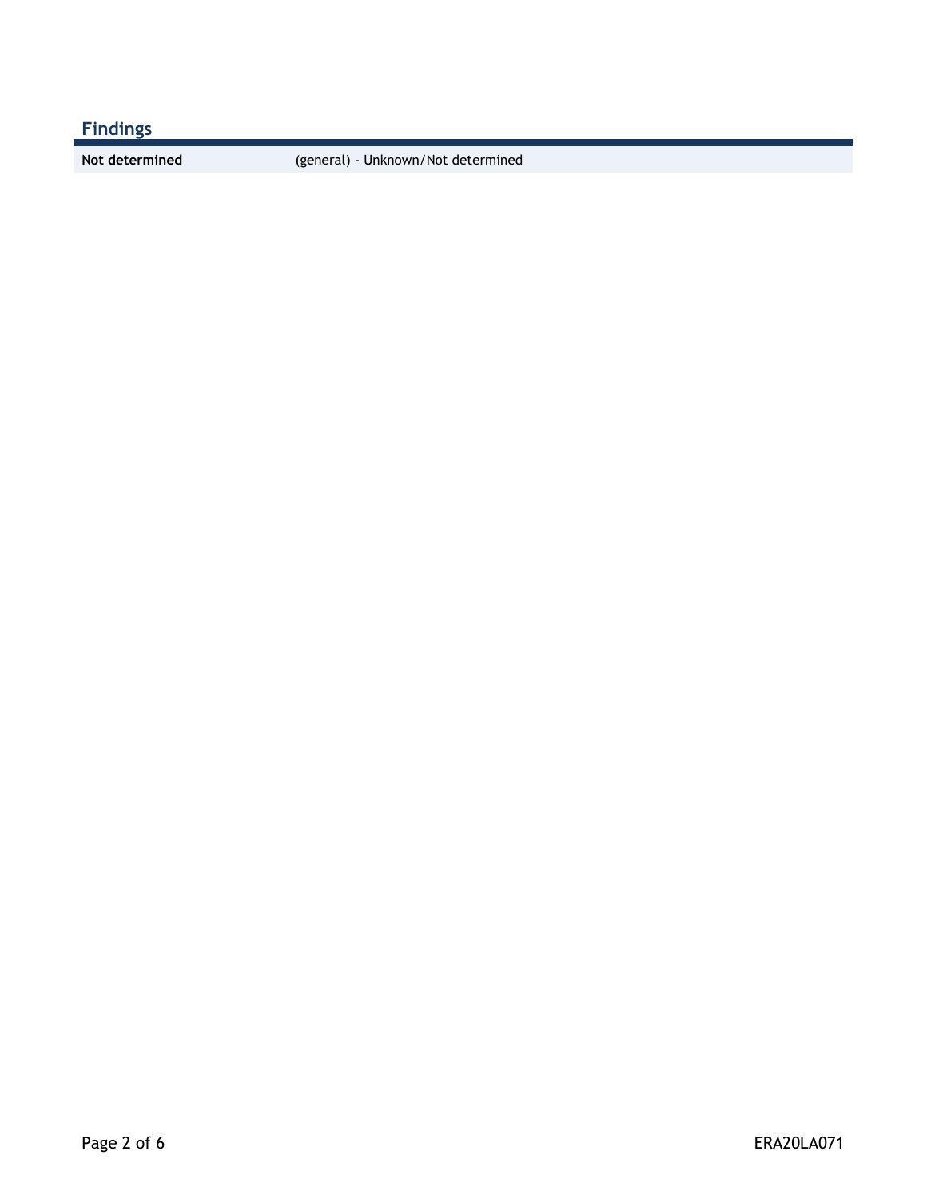## Findings

| Not determined | (general) - Unknown/Not determined |
| --- | --- |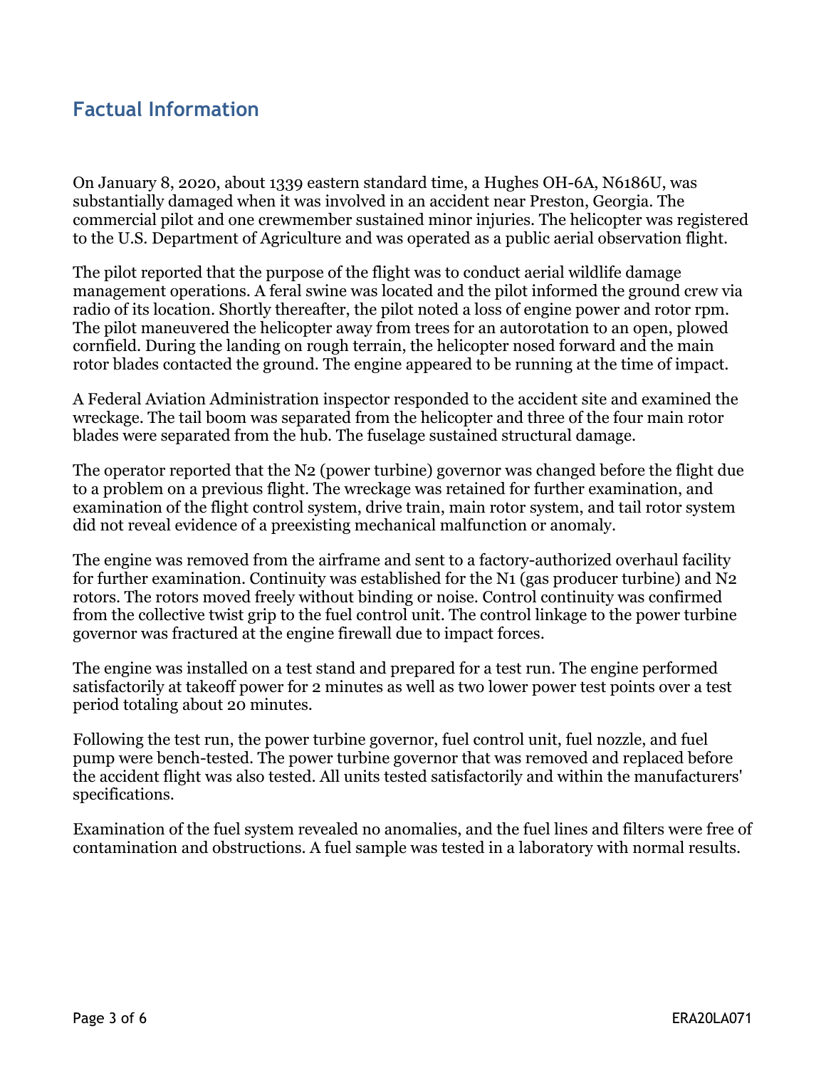## Factual Information

On January 8, 2020, about 1339 eastern standard time, a Hughes OH-6A, N6186U, was substantially damaged when it was involved in an accident near Preston, Georgia. The commercial pilot and one crewmember sustained minor injuries. The helicopter was registered to the U.S. Department of Agriculture and was operated as a public aerial observation flight.

The pilot reported that the purpose of the flight was to conduct aerial wildlife damage management operations. A feral swine was located and the pilot informed the ground crew via radio of its location. Shortly thereafter, the pilot noted a loss of engine power and rotor rpm. The pilot maneuvered the helicopter away from trees for an autorotation to an open, plowed cornfield. During the landing on rough terrain, the helicopter nosed forward and the main rotor blades contacted the ground. The engine appeared to be running at the time of impact.

A Federal Aviation Administration inspector responded to the accident site and examined the wreckage. The tail boom was separated from the helicopter and three of the four main rotor blades were separated from the hub. The fuselage sustained structural damage.

The operator reported that the N2 (power turbine) governor was changed before the flight due to a problem on a previous flight. The wreckage was retained for further examination, and examination of the flight control system, drive train, main rotor system, and tail rotor system did not reveal evidence of a preexisting mechanical malfunction or anomaly.

The engine was removed from the airframe and sent to a factory-authorized overhaul facility for further examination. Continuity was established for the N1 (gas producer turbine) and N2 rotors. The rotors moved freely without binding or noise. Control continuity was confirmed from the collective twist grip to the fuel control unit. The control linkage to the power turbine governor was fractured at the engine firewall due to impact forces.

The engine was installed on a test stand and prepared for a test run. The engine performed satisfactorily at takeoff power for 2 minutes as well as two lower power test points over a test period totaling about 20 minutes.

Following the test run, the power turbine governor, fuel control unit, fuel nozzle, and fuel pump were bench-tested. The power turbine governor that was removed and replaced before the accident flight was also tested. All units tested satisfactorily and within the manufacturers' specifications.

Examination of the fuel system revealed no anomalies, and the fuel lines and filters were free of contamination and obstructions. A fuel sample was tested in a laboratory with normal results.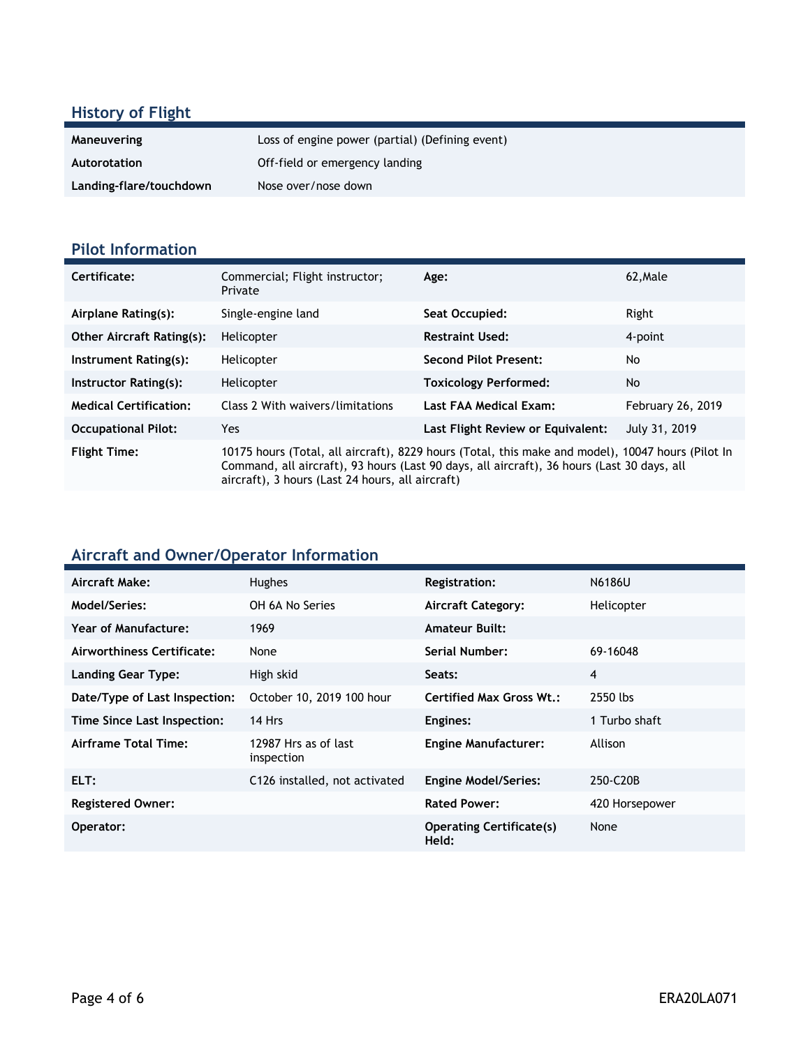## History of Flight

| | |
|---|---|
| **Maneuvering** | Loss of engine power (partial) (Defining event) |
| **Autorotation** | Off-field or emergency landing |
| **Landing-flare/touchdown** | Nose over/nose down |

## Pilot Information

| | | | |
|---|---|---|---|
| **Certificate:** | Commercial; Flight instructor; Private | **Age:** | 62,Male |
| **Airplane Rating(s):** | Single-engine land | **Seat Occupied:** | Right |
| **Other Aircraft Rating(s):** | Helicopter | **Restraint Used:** | 4-point |
| **Instrument Rating(s):** | Helicopter | **Second Pilot Present:** | No |
| **Instructor Rating(s):** | Helicopter | **Toxicology Performed:** | No |
| **Medical Certification:** | Class 2 With waivers/limitations | **Last FAA Medical Exam:** | February 26, 2019 |
| **Occupational Pilot:** | Yes | **Last Flight Review or Equivalent:** | July 31, 2019 |
| **Flight Time:** | 10175 hours (Total, all aircraft), 8229 hours (Total, this make and model), 10047 hours (Pilot In Command, all aircraft), 93 hours (Last 90 days, all aircraft), 36 hours (Last 30 days, all aircraft), 3 hours (Last 24 hours, all aircraft) | | |

## Aircraft and Owner/Operator Information

| | | | |
|---|---|---|---|
| **Aircraft Make:** | Hughes | **Registration:** | N6186U |
| **Model/Series:** | OH 6A No Series | **Aircraft Category:** | Helicopter |
| **Year of Manufacture:** | 1969 | **Amateur Built:** | |
| **Airworthiness Certificate:** | None | **Serial Number:** | 69-16048 |
| **Landing Gear Type:** | High skid | **Seats:** | 4 |
| **Date/Type of Last Inspection:** | October 10, 2019 100 hour | **Certified Max Gross Wt.:** | 2550 lbs |
| **Time Since Last Inspection:** | 14 Hrs | **Engines:** | 1 Turbo shaft |
| **Airframe Total Time:** | 12987 Hrs as of last inspection | **Engine Manufacturer:** | Allison |
| **ELT:** | C126 installed, not activated | **Engine Model/Series:** | 250-C20B |
| **Registered Owner:** | | **Rated Power:** | 420 Horsepower |
| **Operator:** | | **Operating Certificate(s) Held:** | None |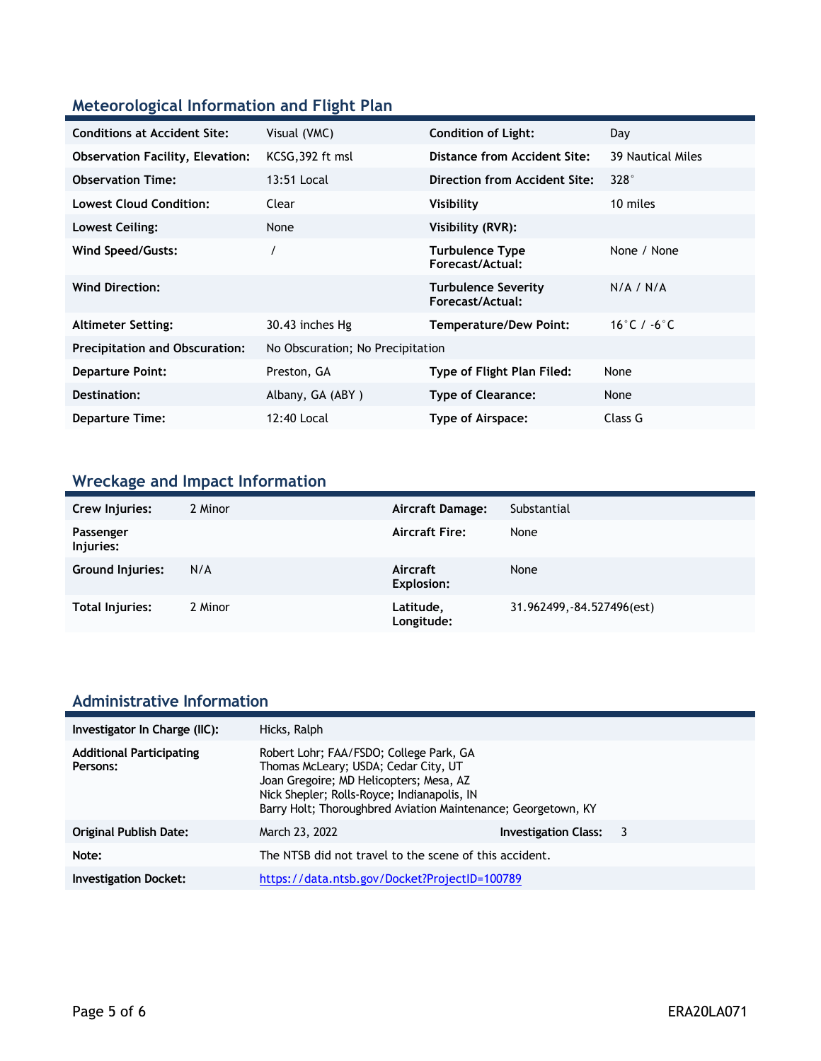## Meteorological Information and Flight Plan

| | | | |
|---|---|---|---|
| **Conditions at Accident Site:** | Visual (VMC) | **Condition of Light:** | Day |
| **Observation Facility, Elevation:** | KCSG,392 ft msl | **Distance from Accident Site:** | 39 Nautical Miles |
| **Observation Time:** | 13:51 Local | **Direction from Accident Site:** | 328° |
| **Lowest Cloud Condition:** | Clear | **Visibility** | 10 miles |
| **Lowest Ceiling:** | None | **Visibility (RVR):** | |
| **Wind Speed/Gusts:** | / | **Turbulence Type Forecast/Actual:** | None / None |
| **Wind Direction:** | | **Turbulence Severity Forecast/Actual:** | N/A / N/A |
| **Altimeter Setting:** | 30.43 inches Hg | **Temperature/Dew Point:** | 16°C / -6°C |
| **Precipitation and Obscuration:** | No Obscuration; No Precipitation | | |
| **Departure Point:** | Preston, GA | **Type of Flight Plan Filed:** | None |
| **Destination:** | Albany, GA (ABY ) | **Type of Clearance:** | None |
| **Departure Time:** | 12:40 Local | **Type of Airspace:** | Class G |

## Wreckage and Impact Information

| | | | |
|---|---|---|---|
| **Crew Injuries:** | 2 Minor | **Aircraft Damage:** | Substantial |
| **Passenger Injuries:** | | **Aircraft Fire:** | None |
| **Ground Injuries:** | N/A | **Aircraft Explosion:** | None |
| **Total Injuries:** | 2 Minor | **Latitude, Longitude:** | 31.962499,-84.527496(est) |

## Administrative Information

| | | | |
|---|---|---|---|
| **Investigator In Charge (IIC):** | Hicks, Ralph | | |
| **Additional Participating Persons:** | Robert Lohr; FAA/FSDO; College Park, GA<br>Thomas McLeary; USDA; Cedar City, UT<br>Joan Gregoire; MD Helicopters; Mesa, AZ<br>Nick Shepler; Rolls-Royce; Indianapolis, IN<br>Barry Holt; Thoroughbred Aviation Maintenance; Georgetown, KY | | |
| **Original Publish Date:** | March 23, 2022 | **Investigation Class:** | 3 |
| **Note:** | The NTSB did not travel to the scene of this accident. | | |
| **Investigation Docket:** | https://data.ntsb.gov/Docket?ProjectID=100789 | | |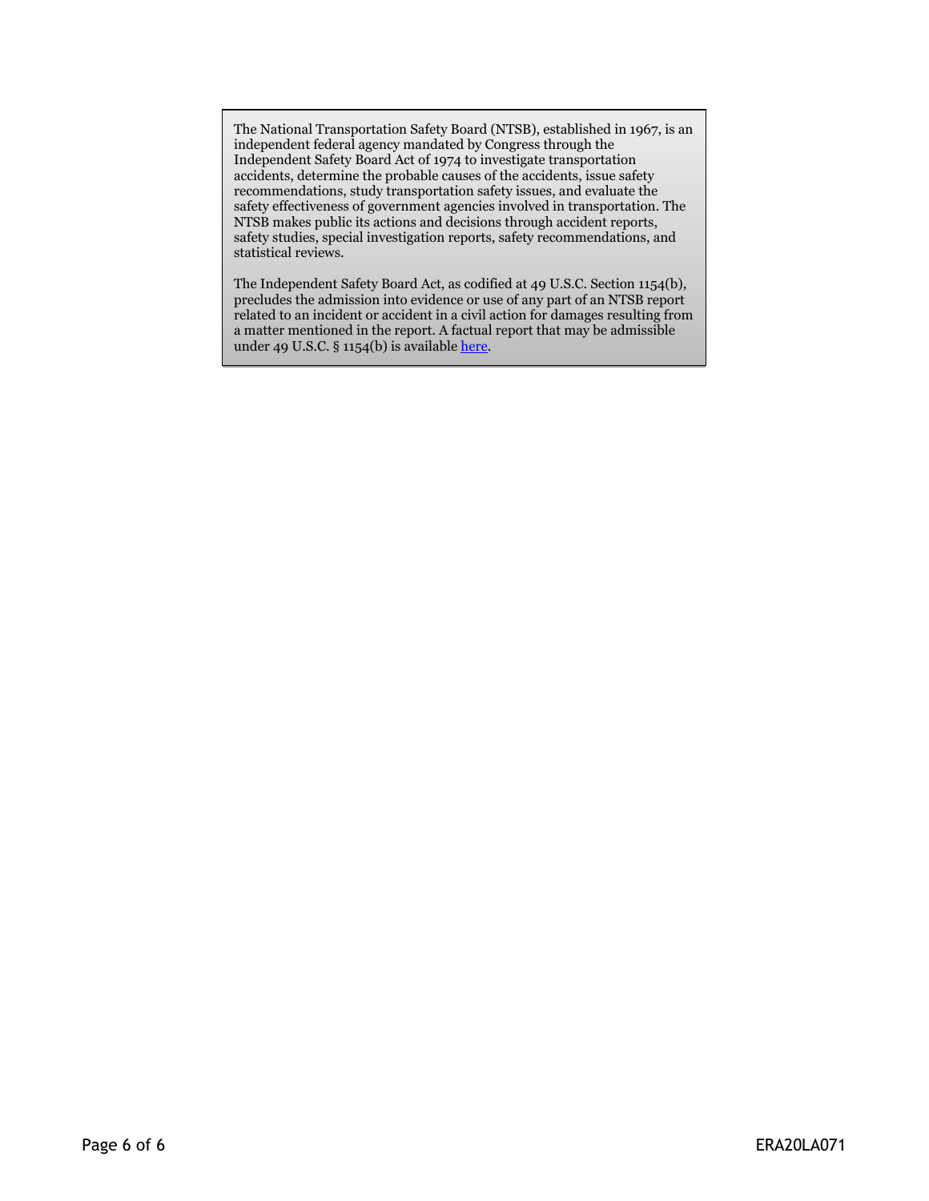The National Transportation Safety Board (NTSB), established in 1967, is an independent federal agency mandated by Congress through the Independent Safety Board Act of 1974 to investigate transportation accidents, determine the probable causes of the accidents, issue safety recommendations, study transportation safety issues, and evaluate the safety effectiveness of government agencies involved in transportation. The NTSB makes public its actions and decisions through accident reports, safety studies, special investigation reports, safety recommendations, and statistical reviews.

The Independent Safety Board Act, as codified at 49 U.S.C. Section 1154(b), precludes the admission into evidence or use of any part of an NTSB report related to an incident or accident in a civil action for damages resulting from a matter mentioned in the report. A factual report that may be admissible under 49 U.S.C. § 1154(b) is available here.